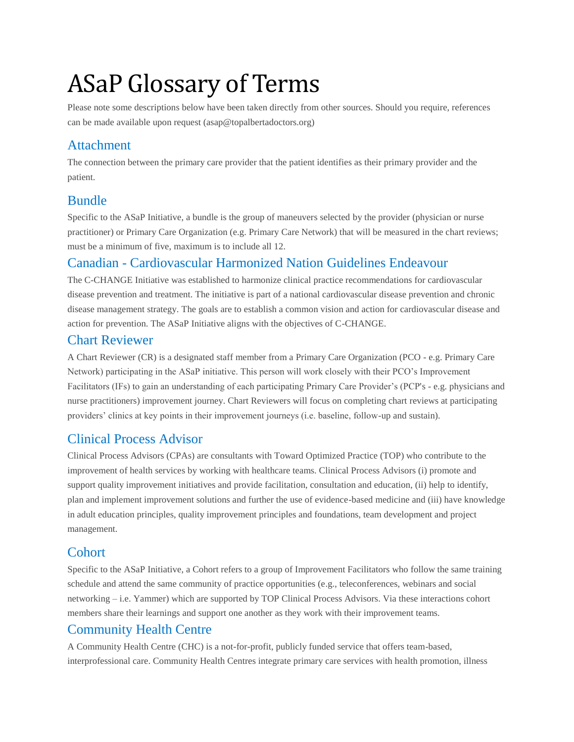# ASaP Glossary of Terms

Please note some descriptions below have been taken directly from other sources. Should you require, references can be made available upon request (asap@topalbertadoctors.org)

## Attachment

The connection between the primary care provider that the patient identifies as their primary provider and the patient.

## Bundle

Specific to the ASaP Initiative, a bundle is the group of maneuvers selected by the provider (physician or nurse practitioner) or Primary Care Organization (e.g. Primary Care Network) that will be measured in the chart reviews; must be a minimum of five, maximum is to include all 12.

## Canadian - Cardiovascular Harmonized Nation Guidelines Endeavour

The C-CHANGE Initiative was established to harmonize clinical practice recommendations for cardiovascular disease prevention and treatment. The initiative is part of a national cardiovascular disease prevention and chronic disease management strategy. The goals are to establish a common vision and action for cardiovascular disease and action for prevention. The ASaP Initiative aligns with the objectives of C-CHANGE.

## Chart Reviewer

A Chart Reviewer (CR) is a designated staff member from a Primary Care Organization (PCO - e.g. Primary Care Network) participating in the ASaP initiative. This person will work closely with their PCO's Improvement Facilitators (IFs) to gain an understanding of each participating Primary Care Provider's (PCP's - e.g. physicians and nurse practitioners) improvement journey. Chart Reviewers will focus on completing chart reviews at participating providers' clinics at key points in their improvement journeys (i.e. baseline, follow-up and sustain).

## Clinical Process Advisor

Clinical Process Advisors (CPAs) are consultants with Toward Optimized Practice (TOP) who contribute to the improvement of health services by working with healthcare teams. Clinical Process Advisors (i) promote and support quality improvement initiatives and provide facilitation, consultation and education, (ii) help to identify, plan and implement improvement solutions and further the use of evidence-based medicine and (iii) have knowledge in adult education principles, quality improvement principles and foundations, team development and project management.

## Cohort

Specific to the ASaP Initiative, a Cohort refers to a group of Improvement Facilitators who follow the same training schedule and attend the same community of practice opportunities (e.g., teleconferences, webinars and social networking – i.e. Yammer) which are supported by TOP Clinical Process Advisors. Via these interactions cohort members share their learnings and support one another as they work with their improvement teams.

## Community Health Centre

A Community Health Centre (CHC) is a not-for-profit, publicly funded service that offers team-based, interprofessional care. Community Health Centres integrate primary care services with health promotion, illness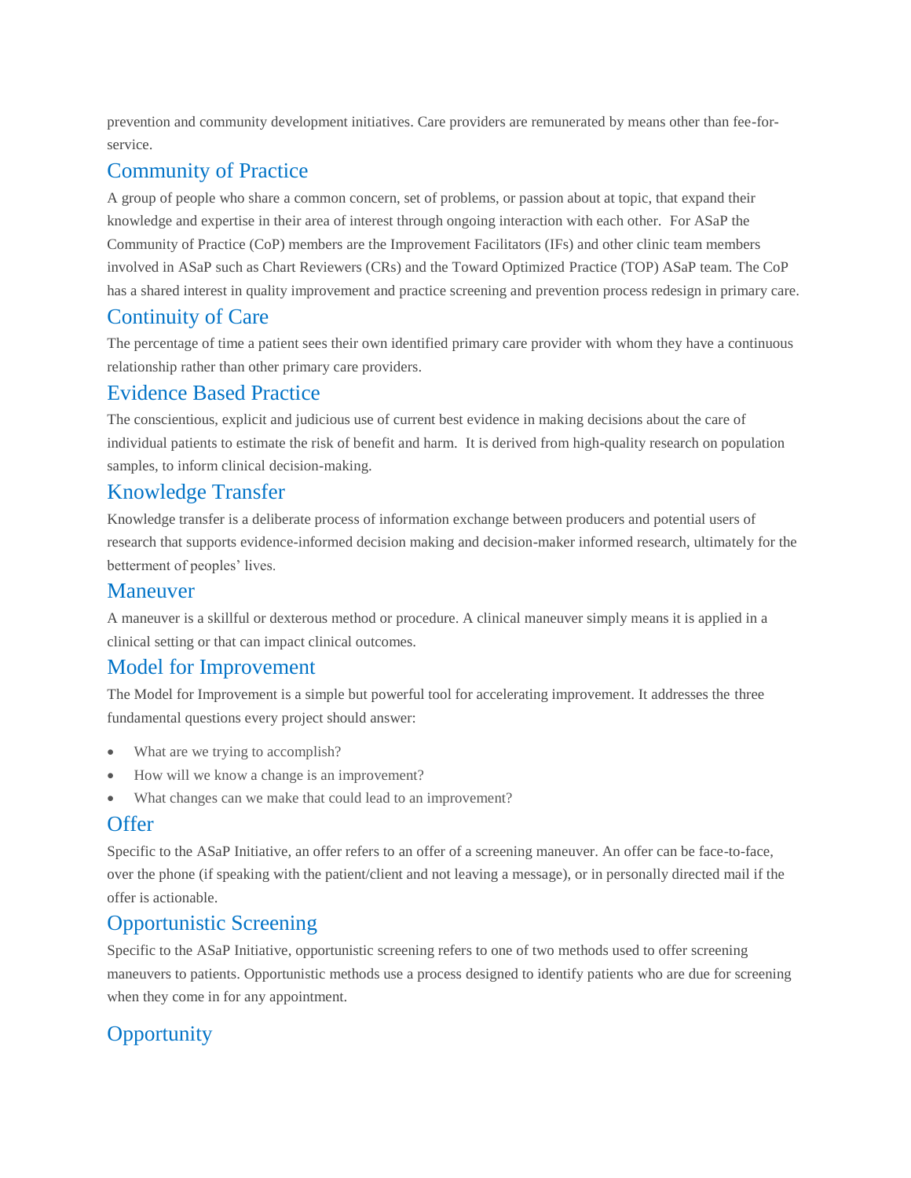prevention and community development initiatives. Care providers are remunerated by means other than fee-for-service.

## Community of Practice

A group of people who share a common concern, set of problems, or passion about at topic, that expand their knowledge and expertise in their area of interest through ongoing interaction with each other. For ASaP the Community of Practice (CoP) members are the Improvement Facilitators (IFs) and other clinic team members involved in ASaP such as Chart Reviewers (CRs) and the Toward Optimized Practice (TOP) ASaP team. The CoP has a shared interest in quality improvement and practice screening and prevention process redesign in primary care.

## Continuity of Care

The percentage of time a patient sees their own identified primary care provider with whom they have a continuous relationship rather than other primary care providers.

## Evidence Based Practice

The conscientious, explicit and judicious use of current best evidence in making decisions about the care of individual patients to estimate the risk of benefit and harm. It is derived from high-quality research on population samples, to inform clinical decision-making.

## Knowledge Transfer

Knowledge transfer is a deliberate process of information exchange between producers and potential users of research that supports evidence-informed decision making and decision-maker informed research, ultimately for the betterment of peoples' lives.

## Maneuver

A maneuver is a skillful or dexterous method or procedure. A clinical maneuver simply means it is applied in a clinical setting or that can impact clinical outcomes.

## Model for Improvement

The Model for Improvement is a simple but powerful tool for accelerating improvement. It addresses the three fundamental questions every project should answer:

- What are we trying to accomplish?
- How will we know a change is an improvement?
- What changes can we make that could lead to an improvement?

## Offer

Specific to the ASaP Initiative, an offer refers to an offer of a screening maneuver. An offer can be face-to-face, over the phone (if speaking with the patient/client and not leaving a message), or in personally directed mail if the offer is actionable.

## Opportunistic Screening

Specific to the ASaP Initiative, opportunistic screening refers to one of two methods used to offer screening maneuvers to patients. Opportunistic methods use a process designed to identify patients who are due for screening when they come in for any appointment.

## Opportunity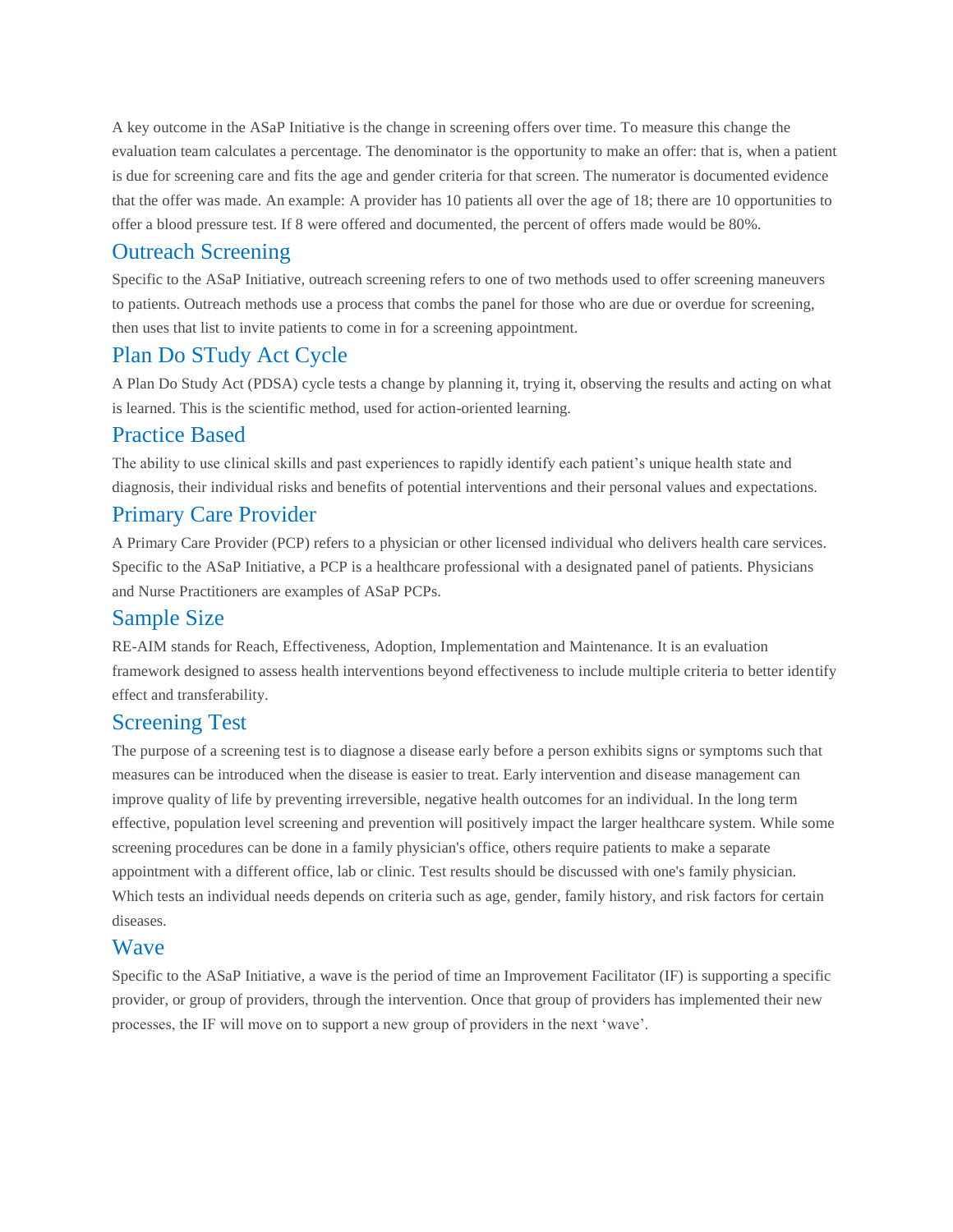A key outcome in the ASaP Initiative is the change in screening offers over time. To measure this change the evaluation team calculates a percentage. The denominator is the opportunity to make an offer: that is, when a patient is due for screening care and fits the age and gender criteria for that screen. The numerator is documented evidence that the offer was made. An example: A provider has 10 patients all over the age of 18; there are 10 opportunities to offer a blood pressure test. If 8 were offered and documented, the percent of offers made would be 80%.

## Outreach Screening

Specific to the ASaP Initiative, outreach screening refers to one of two methods used to offer screening maneuvers to patients. Outreach methods use a process that combs the panel for those who are due or overdue for screening, then uses that list to invite patients to come in for a screening appointment.

## Plan Do STudy Act Cycle

A Plan Do Study Act (PDSA) cycle tests a change by planning it, trying it, observing the results and acting on what is learned. This is the scientific method, used for action-oriented learning.

## Practice Based

The ability to use clinical skills and past experiences to rapidly identify each patient's unique health state and diagnosis, their individual risks and benefits of potential interventions and their personal values and expectations.

## Primary Care Provider

A Primary Care Provider (PCP) refers to a physician or other licensed individual who delivers health care services. Specific to the ASaP Initiative, a PCP is a healthcare professional with a designated panel of patients. Physicians and Nurse Practitioners are examples of ASaP PCPs.

## Sample Size

RE-AIM stands for Reach, Effectiveness, Adoption, Implementation and Maintenance. It is an evaluation framework designed to assess health interventions beyond effectiveness to include multiple criteria to better identify effect and transferability.

## Screening Test

The purpose of a screening test is to diagnose a disease early before a person exhibits signs or symptoms such that measures can be introduced when the disease is easier to treat. Early intervention and disease management can improve quality of life by preventing irreversible, negative health outcomes for an individual. In the long term effective, population level screening and prevention will positively impact the larger healthcare system. While some screening procedures can be done in a family physician's office, others require patients to make a separate appointment with a different office, lab or clinic. Test results should be discussed with one's family physician. Which tests an individual needs depends on criteria such as age, gender, family history, and risk factors for certain diseases.

## Wave

Specific to the ASaP Initiative, a wave is the period of time an Improvement Facilitator (IF) is supporting a specific provider, or group of providers, through the intervention. Once that group of providers has implemented their new processes, the IF will move on to support a new group of providers in the next 'wave'.